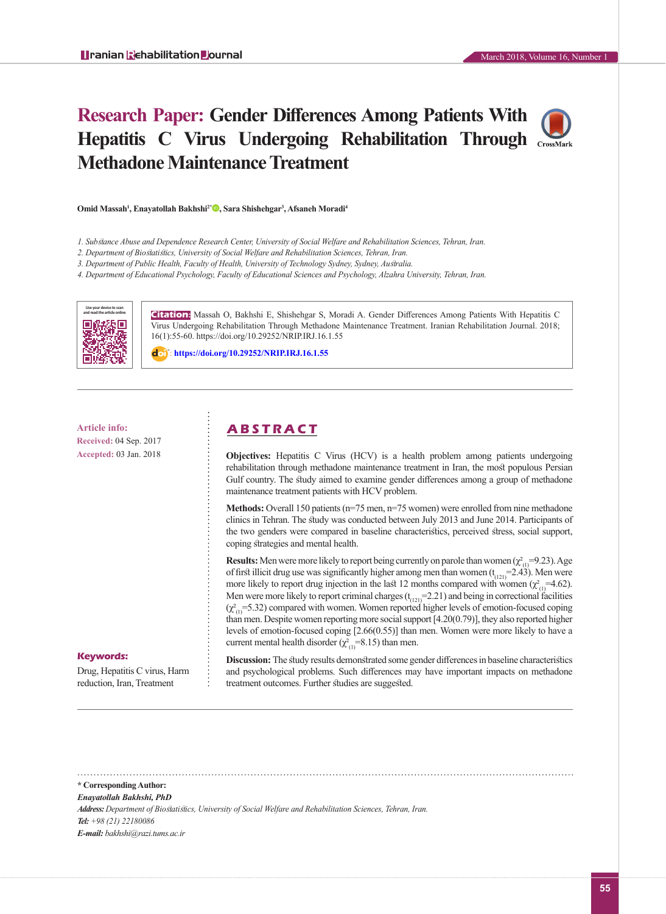# Research Paper: Gender Differences Among Patients With Hepatitis C Virus Undergoing Rehabilitation Through Methadone Maintenance Treatment

**Omid Massah[1], Enayatollah Bakhshi[2*], Sara Shishehgar[3], Afsaneh Moradi[4]**

*1. Substance Abuse and Dependence Research Center, University of Social Welfare and Rehabilitation Sciences, Tehran, Iran.*
*2. Department of Biostatistics, University of Social Welfare and Rehabilitation Sciences, Tehran, Iran.*
*3. Department of Public Health, Faculty of Health, University of Technology Sydney, Sydney, Australia.*
*4. Department of Educational Psychology, Faculty of Educational Sciences and Psychology, Alzahra University, Tehran, Iran.*

Use your device to scan and read the article online

**Citation:** Massah O, Bakhshi E, Shishehgar S, Moradi A. Gender Differences Among Patients With Hepatitis C Virus Undergoing Rehabilitation Through Methadone Maintenance Treatment. Iranian Rehabilitation Journal. 2018; 16(1):55-60. https://doi.org/10.29252/NRIP.IRJ.16.1.55

: **https://doi.org/10.29252/NRIP.IRJ.16.1.55**

**Article info:**
**Received:** 04 Sep. 2017
**Accepted:** 03 Jan. 2018

**Keywords:**
Drug, Hepatitis C virus, Harm reduction, Iran, Treatment

## ABSTRACT

**Objectives:** Hepatitis C Virus (HCV) is a health problem among patients undergoing rehabilitation through methadone maintenance treatment in Iran, the most populous Persian Gulf country. The study aimed to examine gender differences among a group of methadone maintenance treatment patients with HCV problem.

**Methods:** Overall 150 patients (n=75 men, n=75 women) were enrolled from nine methadone clinics in Tehran. The study was conducted between July 2013 and June 2014. Participants of the two genders were compared in baseline characteristics, perceived stress, social support, coping strategies and mental health.

**Results:** Men were more likely to report being currently on parole than women ($\chi^2_{(1)}$=9.23). Age of first illicit drug use was significantly higher among men than women ($t_{(121)}$=2.43). Men were more likely to report drug injection in the last 12 months compared with women ($\chi^2_{(1)}$=4.62). Men were more likely to report criminal charges ($t_{(121)}$=2.21) and being in correctional facilities ($\chi^2_{(1)}$=5.32) compared with women. Women reported higher levels of emotion-focused coping than men. Despite women reporting more social support [4.20(0.79)], they also reported higher levels of emotion-focused coping [2.66(0.55)] than men. Women were more likely to have a current mental health disorder ($\chi^2_{(1)}$=8.15) than men.

**Discussion:** The study results demonstrated some gender differences in baseline characteristics and psychological problems. Such differences may have important impacts on methadone treatment outcomes. Further studies are suggested.

---

**\* Corresponding Author:**
***Enayatollah Bakhshi, PhD***
***Address:*** *Department of Biostatistics, University of Social Welfare and Rehabilitation Sciences, Tehran, Iran.*
***Tel:*** *+98 (21) 22180086*
***E-mail:*** *bakhshi@razi.tums.ac.ir*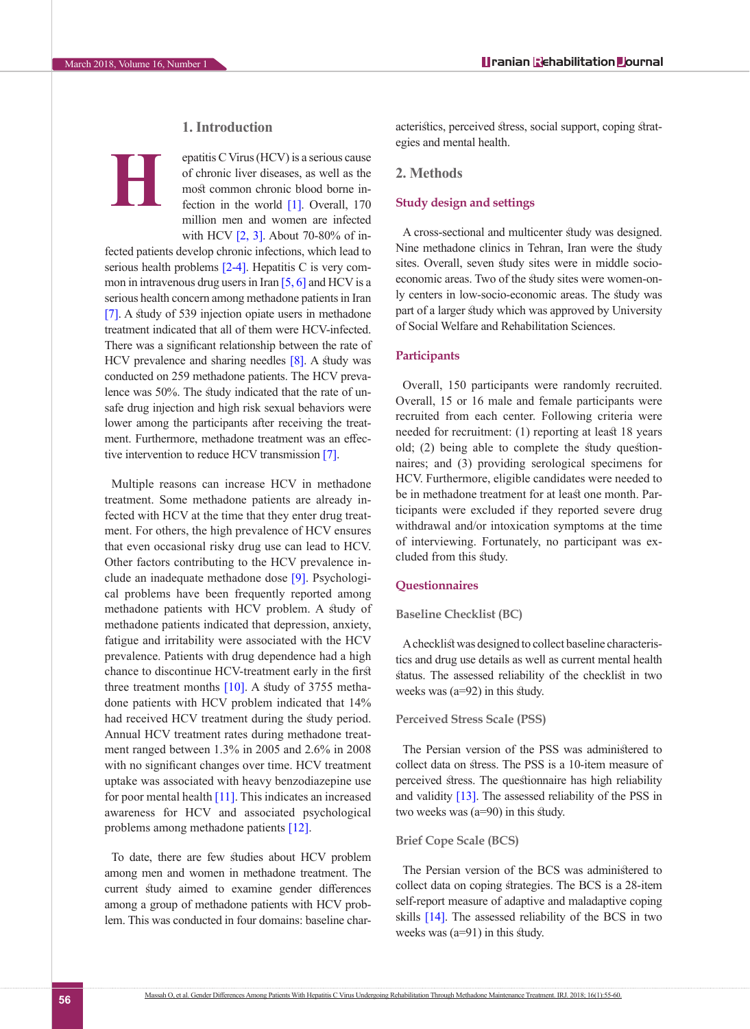## 1. Introduction

Hepatitis C Virus (HCV) is a serious cause of chronic liver diseases, as well as the most common chronic blood borne infection in the world [1]. Overall, 170 million men and women are infected with HCV [2, 3]. About 70-80% of infected patients develop chronic infections, which lead to serious health problems [2-4]. Hepatitis C is very common in intravenous drug users in Iran [5, 6] and HCV is a serious health concern among methadone patients in Iran [7]. A study of 539 injection opiate users in methadone treatment indicated that all of them were HCV-infected. There was a significant relationship between the rate of HCV prevalence and sharing needles [8]. A study was conducted on 259 methadone patients. The HCV prevalence was 50%. The study indicated that the rate of unsafe drug injection and high risk sexual behaviors were lower among the participants after receiving the treatment. Furthermore, methadone treatment was an effective intervention to reduce HCV transmission [7].

Multiple reasons can increase HCV in methadone treatment. Some methadone patients are already infected with HCV at the time that they enter drug treatment. For others, the high prevalence of HCV ensures that even occasional risky drug use can lead to HCV. Other factors contributing to the HCV prevalence include an inadequate methadone dose [9]. Psychological problems have been frequently reported among methadone patients with HCV problem. A study of methadone patients indicated that depression, anxiety, fatigue and irritability were associated with the HCV prevalence. Patients with drug dependence had a high chance to discontinue HCV-treatment early in the first three treatment months [10]. A study of 3755 methadone patients with HCV problem indicated that 14% had received HCV treatment during the study period. Annual HCV treatment rates during methadone treatment ranged between 1.3% in 2005 and 2.6% in 2008 with no significant changes over time. HCV treatment uptake was associated with heavy benzodiazepine use for poor mental health [11]. This indicates an increased awareness for HCV and associated psychological problems among methadone patients [12].

To date, there are few studies about HCV problem among men and women in methadone treatment. The current study aimed to examine gender differences among a group of methadone patients with HCV problem. This was conducted in four domains: baseline characteristics, perceived stress, social support, coping strategies and mental health.

## 2. Methods

### Study design and settings

A cross-sectional and multicenter study was designed. Nine methadone clinics in Tehran, Iran were the study sites. Overall, seven study sites were in middle socio-economic areas. Two of the study sites were women-only centers in low-socio-economic areas. The study was part of a larger study which was approved by University of Social Welfare and Rehabilitation Sciences.

### Participants

Overall, 150 participants were randomly recruited. Overall, 15 or 16 male and female participants were recruited from each center. Following criteria were needed for recruitment: (1) reporting at least 18 years old; (2) being able to complete the study questionnaires; and (3) providing serological specimens for HCV. Furthermore, eligible candidates were needed to be in methadone treatment for at least one month. Participants were excluded if they reported severe drug withdrawal and/or intoxication symptoms at the time of interviewing. Fortunately, no participant was excluded from this study.

### Questionnaires

#### Baseline Checklist (BC)

A checklist was designed to collect baseline characteristics and drug use details as well as current mental health status. The assessed reliability of the checklist in two weeks was (a=92) in this study.

#### Perceived Stress Scale (PSS)

The Persian version of the PSS was administered to collect data on stress. The PSS is a 10-item measure of perceived stress. The questionnaire has high reliability and validity [13]. The assessed reliability of the PSS in two weeks was (a=90) in this study.

#### Brief Cope Scale (BCS)

The Persian version of the BCS was administered to collect data on coping strategies. The BCS is a 28-item self-report measure of adaptive and maladaptive coping skills [14]. The assessed reliability of the BCS in two weeks was (a=91) in this study.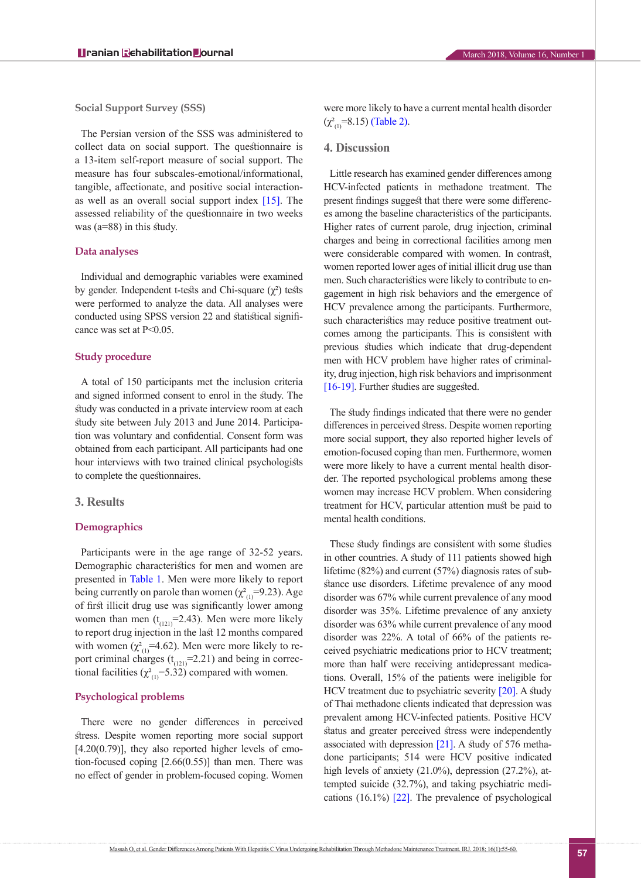### Social Support Survey (SSS)

The Persian version of the SSS was administered to collect data on social support. The questionnaire is a 13-item self-report measure of social support. The measure has four subscales-emotional/informational, tangible, affectionate, and positive social interaction-as well as an overall social support index [15]. The assessed reliability of the questionnaire in two weeks was (a=88) in this study.

### Data analyses

Individual and demographic variables were examined by gender. Independent t-tests and Chi-square ($\chi^2$) tests were performed to analyze the data. All analyses were conducted using SPSS version 22 and statistical significance was set at $P<0.05$.

### Study procedure

A total of 150 participants met the inclusion criteria and signed informed consent to enrol in the study. The study was conducted in a private interview room at each study site between July 2013 and June 2014. Participation was voluntary and confidential. Consent form was obtained from each participant. All participants had one hour interviews with two trained clinical psychologists to complete the questionnaires.

## 3. Results

### Demographics

Participants were in the age range of 32-52 years. Demographic characteristics for men and women are presented in Table 1. Men were more likely to report being currently on parole than women ($\chi^2_{(1)}=9.23$). Age of first illicit drug use was significantly lower among women than men ($t_{(121)}=2.43$). Men were more likely to report drug injection in the last 12 months compared with women ($\chi^2_{(1)}=4.62$). Men were more likely to report criminal charges ($t_{(121)}=2.21$) and being in correctional facilities ($\chi^2_{(1)}=5.32$) compared with women.

### Psychological problems

There were no gender differences in perceived stress. Despite women reporting more social support [4.20(0.79)], they also reported higher levels of emotion-focused coping [2.66(0.55)] than men. There was no effect of gender in problem-focused coping. Women were more likely to have a current mental health disorder ($\chi^2_{(1)}=8.15$) (Table 2).

## 4. Discussion

Little research has examined gender differences among HCV-infected patients in methadone treatment. The present findings suggest that there were some differences among the baseline characteristics of the participants. Higher rates of current parole, drug injection, criminal charges and being in correctional facilities among men were considerable compared with women. In contrast, women reported lower ages of initial illicit drug use than men. Such characteristics were likely to contribute to engagement in high risk behaviors and the emergence of HCV prevalence among the participants. Furthermore, such characteristics may reduce positive treatment outcomes among the participants. This is consistent with previous studies which indicate that drug-dependent men with HCV problem have higher rates of criminality, drug injection, high risk behaviors and imprisonment [16-19]. Further studies are suggested.

The study findings indicated that there were no gender differences in perceived stress. Despite women reporting more social support, they also reported higher levels of emotion-focused coping than men. Furthermore, women were more likely to have a current mental health disorder. The reported psychological problems among these women may increase HCV problem. When considering treatment for HCV, particular attention must be paid to mental health conditions.

These study findings are consistent with some studies in other countries. A study of 111 patients showed high lifetime (82%) and current (57%) diagnosis rates of substance use disorders. Lifetime prevalence of any mood disorder was 67% while current prevalence of any mood disorder was 35%. Lifetime prevalence of any anxiety disorder was 63% while current prevalence of any mood disorder was 22%. A total of 66% of the patients received psychiatric medications prior to HCV treatment; more than half were receiving antidepressant medications. Overall, 15% of the patients were ineligible for HCV treatment due to psychiatric severity [20]. A study of Thai methadone clients indicated that depression was prevalent among HCV-infected patients. Positive HCV status and greater perceived stress were independently associated with depression [21]. A study of 576 methadone participants; 514 were HCV positive indicated high levels of anxiety (21.0%), depression (27.2%), attempted suicide (32.7%), and taking psychiatric medications (16.1%) [22]. The prevalence of psychological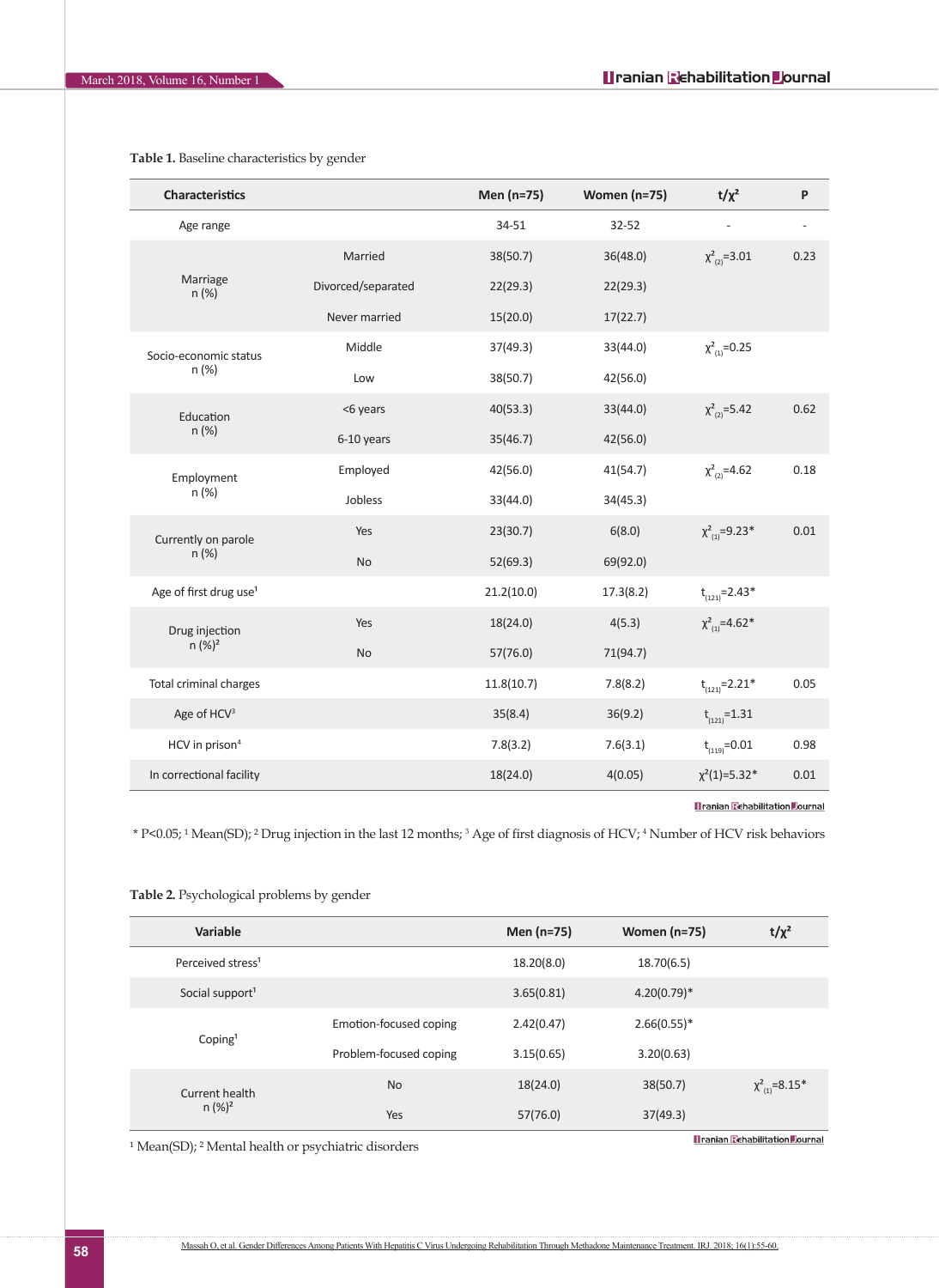**Table 1.** Baseline characteristics by gender

| Characteristics | | Men (n=75) | Women (n=75) | t/χ² | P |
|---|---|---|---|---|---|
| Age range | | 34-51 | 32-52 | - | - |
| Marriage n (%) | Married | 38(50.7) | 36(48.0) | $\chi^2_{(2)}=3.01$ | 0.23 |
| | Divorced/separated | 22(29.3) | 22(29.3) | | |
| | Never married | 15(20.0) | 17(22.7) | | |
| Socio-economic status n (%) | Middle | 37(49.3) | 33(44.0) | $\chi^2_{(1)}=0.25$ | |
| | Low | 38(50.7) | 42(56.0) | | |
| Education n (%) | <6 years | 40(53.3) | 33(44.0) | $\chi^2_{(2)}=5.42$ | 0.62 |
| | 6-10 years | 35(46.7) | 42(56.0) | | |
| Employment n (%) | Employed | 42(56.0) | 41(54.7) | $\chi^2_{(2)}=4.62$ | 0.18 |
| | Jobless | 33(44.0) | 34(45.3) | | |
| Currently on parole n (%) | Yes | 23(30.7) | 6(8.0) | $\chi^2_{(1)}=9.23$* | 0.01 |
| | No | 52(69.3) | 69(92.0) | | |
| Age of first drug use[1] | | 21.2(10.0) | 17.3(8.2) | $t_{(121)}=2.43$* | |
| Drug injection n (%)[2] | Yes | 18(24.0) | 4(5.3) | $\chi^2_{(1)}=4.62$* | |
| | No | 57(76.0) | 71(94.7) | | |
| Total criminal charges | | 11.8(10.7) | 7.8(8.2) | $t_{(121)}=2.21$* | 0.05 |
| Age of HCV[3] | | 35(8.4) | 36(9.2) | $t_{(121)}=1.31$ | |
| HCV in prison[4] | | 7.8(3.2) | 7.6(3.1) | $t_{(119)}=0.01$ | 0.98 |
| In correctional facility | | 18(24.0) | 4(0.05) | $\chi^2(1)=5.32$* | 0.01 |

* P<0.05; [1] Mean(SD); [2] Drug injection in the last 12 months; [3] Age of first diagnosis of HCV; [4] Number of HCV risk behaviors

**Table 2.** Psychological problems by gender

| Variable | | Men (n=75) | Women (n=75) | t/χ² |
|---|---|---|---|---|
| Perceived stress[1] | | 18.20(8.0) | 18.70(6.5) | |
| Social support[1] | | 3.65(0.81) | 4.20(0.79)* | |
| Coping[1] | Emotion-focused coping | 2.42(0.47) | 2.66(0.55)* | |
| | Problem-focused coping | 3.15(0.65) | 3.20(0.63) | |
| Current health n (%)[2] | No | 18(24.0) | 38(50.7) | $\chi^2_{(1)}=8.15$* |
| | Yes | 57(76.0) | 37(49.3) | |

[1] Mean(SD); [2] Mental health or psychiatric disorders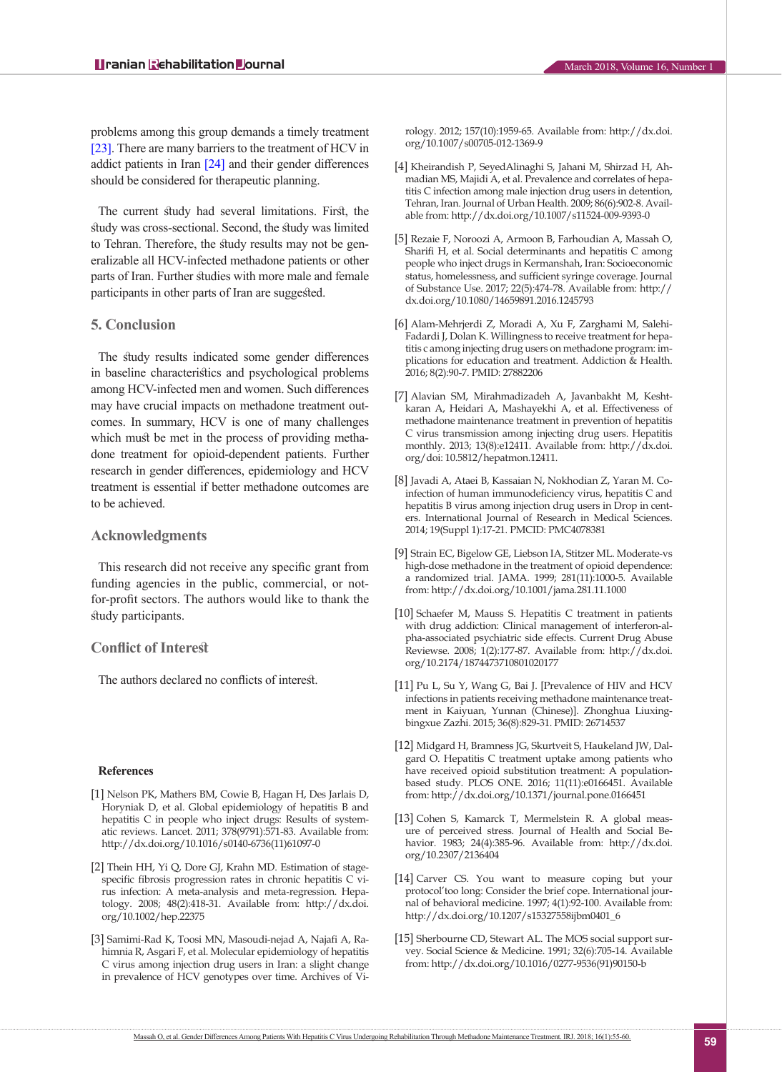problems among this group demands a timely treatment [23]. There are many barriers to the treatment of HCV in addict patients in Iran [24] and their gender differences should be considered for therapeutic planning.

The current study had several limitations. First, the study was cross-sectional. Second, the study was limited to Tehran. Therefore, the study results may not be generalizable all HCV-infected methadone patients or other parts of Iran. Further studies with more male and female participants in other parts of Iran are suggested.

## 5. Conclusion

The study results indicated some gender differences in baseline characteristics and psychological problems among HCV-infected men and women. Such differences may have crucial impacts on methadone treatment outcomes. In summary, HCV is one of many challenges which must be met in the process of providing methadone treatment for opioid-dependent patients. Further research in gender differences, epidemiology and HCV treatment is essential if better methadone outcomes are to be achieved.

## Acknowledgments

This research did not receive any specific grant from funding agencies in the public, commercial, or not-for-profit sectors. The authors would like to thank the study participants.

## Conflict of Interest

The authors declared no conflicts of interest.

### References

[1] Nelson PK, Mathers BM, Cowie B, Hagan H, Des Jarlais D, Horyniak D, et al. Global epidemiology of hepatitis B and hepatitis C in people who inject drugs: Results of systematic reviews. Lancet. 2011; 378(9791):571-83. Available from: http://dx.doi.org/10.1016/s0140-6736(11)61097-0

[2] Thein HH, Yi Q, Dore GJ, Krahn MD. Estimation of stage-specific fibrosis progression rates in chronic hepatitis C virus infection: A meta-analysis and meta-regression. Hepatology. 2008; 48(2):418-31. Available from: http://dx.doi.org/10.1002/hep.22375

[3] Samimi-Rad K, Toosi MN, Masoudi-nejad A, Najafi A, Rahimnia R, Asgari F, et al. Molecular epidemiology of hepatitis C virus among injection drug users in Iran: a slight change in prevalence of HCV genotypes over time. Archives of Virology. 2012; 157(10):1959-65. Available from: http://dx.doi.org/10.1007/s00705-012-1369-9

[4] Kheirandish P, SeyedAlinaghi S, Jahani M, Shirzad H, Ahmadian MS, Majidi A, et al. Prevalence and correlates of hepatitis C infection among male injection drug users in detention, Tehran, Iran. Journal of Urban Health. 2009; 86(6):902-8. Available from: http://dx.doi.org/10.1007/s11524-009-9393-0

[5] Rezaie F, Noroozi A, Armoon B, Farhoudian A, Massah O, Sharifi H, et al. Social determinants and hepatitis C among people who inject drugs in Kermanshah, Iran: Socioeconomic status, homelessness, and sufficient syringe coverage. Journal of Substance Use. 2017; 22(5):474-78. Available from: http://dx.doi.org/10.1080/14659891.2016.1245793

[6] Alam-Mehrjerdi Z, Moradi A, Xu F, Zarghami M, Salehi-Fadardi J, Dolan K. Willingness to receive treatment for hepatitis c among injecting drug users on methadone program: implications for education and treatment. Addiction & Health. 2016; 8(2):90-7. PMID: 27882206

[7] Alavian SM, Mirahmadizadeh A, Javanbakht M, Keshtkaran A, Heidari A, Mashayekhi A, et al. Effectiveness of methadone maintenance treatment in prevention of hepatitis C virus transmission among injecting drug users. Hepatitis monthly. 2013; 13(8):e12411. Available from: http://dx.doi.org/doi: 10.5812/hepatmon.12411.

[8] Javadi A, Ataei B, Kassaian N, Nokhodian Z, Yaran M. Co-infection of human immunodeficiency virus, hepatitis C and hepatitis B virus among injection drug users in Drop in centers. International Journal of Research in Medical Sciences. 2014; 19(Suppl 1):17-21. PMCID: PMC4078381

[9] Strain EC, Bigelow GE, Liebson IA, Stitzer ML. Moderate-vs high-dose methadone in the treatment of opioid dependence: a randomized trial. JAMA. 1999; 281(11):1000-5. Available from: http://dx.doi.org/10.1001/jama.281.11.1000

[10] Schaefer M, Mauss S. Hepatitis C treatment in patients with drug addiction: Clinical management of interferon-alpha-associated psychiatric side effects. Current Drug Abuse Reviewse. 2008; 1(2):177-87. Available from: http://dx.doi.org/10.2174/1874473710801020177

[11] Pu L, Su Y, Wang G, Bai J. [Prevalence of HIV and HCV infections in patients receiving methadone maintenance treatment in Kaiyuan, Yunnan (Chinese)]. Zhonghua Liuxingbingxue Zazhi. 2015; 36(8):829-31. PMID: 26714537

[12] Midgard H, Bramness JG, Skurtveit S, Haukeland JW, Dalgard O. Hepatitis C treatment uptake among patients who have received opioid substitution treatment: A population-based study. PLOS ONE. 2016; 11(11):e0166451. Available from: http://dx.doi.org/10.1371/journal.pone.0166451

[13] Cohen S, Kamarck T, Mermelstein R. A global measure of perceived stress. Journal of Health and Social Behavior. 1983; 24(4):385-96. Available from: http://dx.doi.org/10.2307/2136404

[14] Carver CS. You want to measure coping but your protocol'too long: Consider the brief cope. International journal of behavioral medicine. 1997; 4(1):92-100. Available from: http://dx.doi.org/10.1207/s15327558ijbm0401_6

[15] Sherbourne CD, Stewart AL. The MOS social support survey. Social Science & Medicine. 1991; 32(6):705-14. Available from: http://dx.doi.org/10.1016/0277-9536(91)90150-b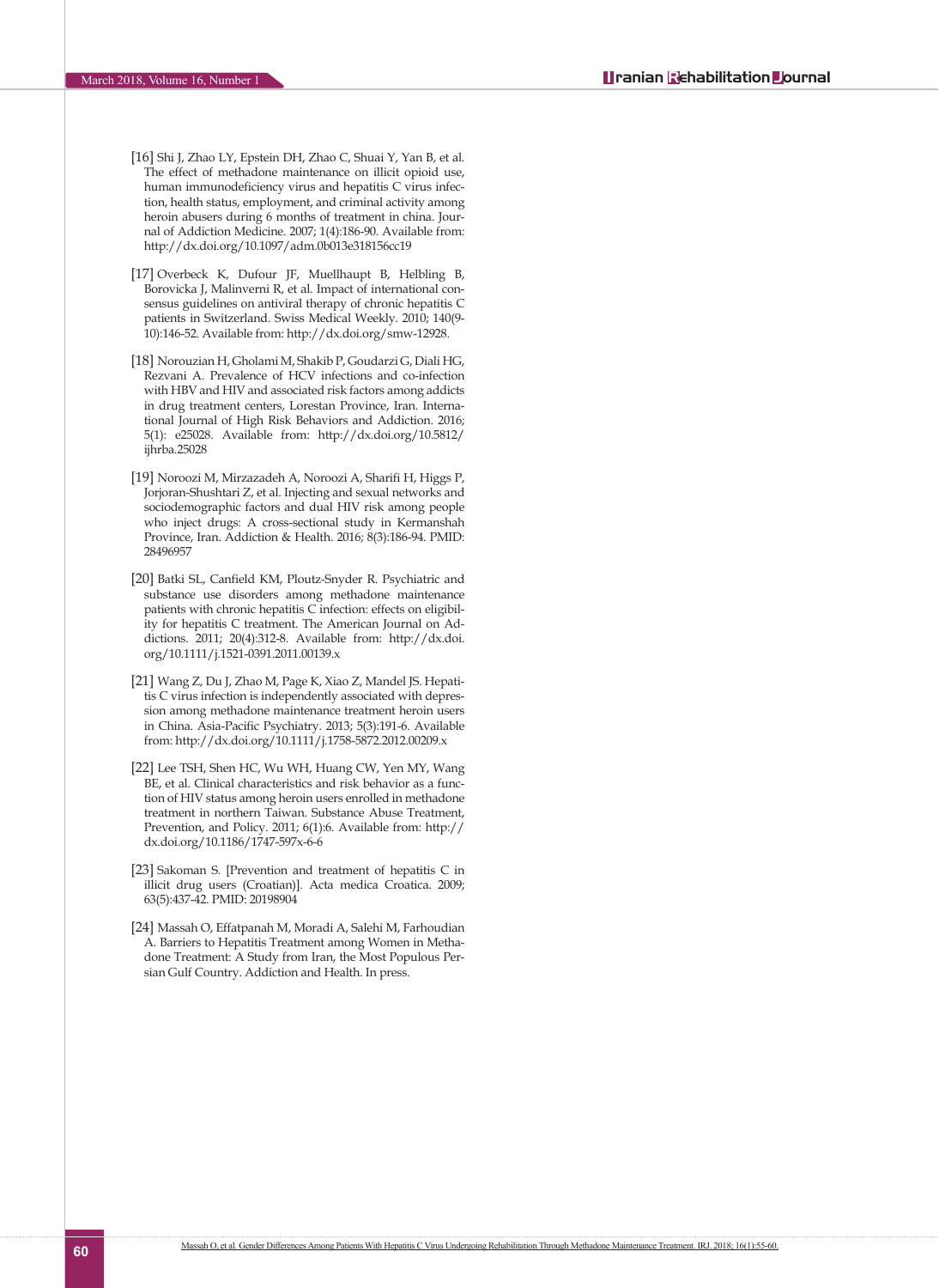[16] Shi J, Zhao LY, Epstein DH, Zhao C, Shuai Y, Yan B, et al. The effect of methadone maintenance on illicit opioid use, human immunodeficiency virus and hepatitis C virus infection, health status, employment, and criminal activity among heroin abusers during 6 months of treatment in china. Journal of Addiction Medicine. 2007; 1(4):186-90. Available from: http://dx.doi.org/10.1097/adm.0b013e318156cc19

[17] Overbeck K, Dufour JF, Muellhaupt B, Helbling B, Borovicka J, Malinverni R, et al. Impact of international consensus guidelines on antiviral therapy of chronic hepatitis C patients in Switzerland. Swiss Medical Weekly. 2010; 140(9-10):146-52. Available from: http://dx.doi.org/smw-12928.

[18] Norouzian H, Gholami M, Shakib P, Goudarzi G, Diali HG, Rezvani A. Prevalence of HCV infections and co-infection with HBV and HIV and associated risk factors among addicts in drug treatment centers, Lorestan Province, Iran. International Journal of High Risk Behaviors and Addiction. 2016; 5(1): e25028. Available from: http://dx.doi.org/10.5812/ijhrba.25028

[19] Noroozi M, Mirzazadeh A, Noroozi A, Sharifi H, Higgs P, Jorjoran-Shushtari Z, et al. Injecting and sexual networks and sociodemographic factors and dual HIV risk among people who inject drugs: A cross-sectional study in Kermanshah Province, Iran. Addiction & Health. 2016; 8(3):186-94. PMID: 28496957

[20] Batki SL, Canfield KM, Ploutz-Snyder R. Psychiatric and substance use disorders among methadone maintenance patients with chronic hepatitis C infection: effects on eligibility for hepatitis C treatment. The American Journal on Addictions. 2011; 20(4):312-8. Available from: http://dx.doi.org/10.1111/j.1521-0391.2011.00139.x

[21] Wang Z, Du J, Zhao M, Page K, Xiao Z, Mandel JS. Hepatitis C virus infection is independently associated with depression among methadone maintenance treatment heroin users in China. Asia-Pacific Psychiatry. 2013; 5(3):191-6. Available from: http://dx.doi.org/10.1111/j.1758-5872.2012.00209.x

[22] Lee TSH, Shen HC, Wu WH, Huang CW, Yen MY, Wang BE, et al. Clinical characteristics and risk behavior as a function of HIV status among heroin users enrolled in methadone treatment in northern Taiwan. Substance Abuse Treatment, Prevention, and Policy. 2011; 6(1):6. Available from: http://dx.doi.org/10.1186/1747-597x-6-6

[23] Sakoman S. [Prevention and treatment of hepatitis C in illicit drug users (Croatian)]. Acta medica Croatica. 2009; 63(5):437-42. PMID: 20198904

[24] Massah O, Effatpanah M, Moradi A, Salehi M, Farhoudian A. Barriers to Hepatitis Treatment among Women in Methadone Treatment: A Study from Iran, the Most Populous Persian Gulf Country. Addiction and Health. In press.